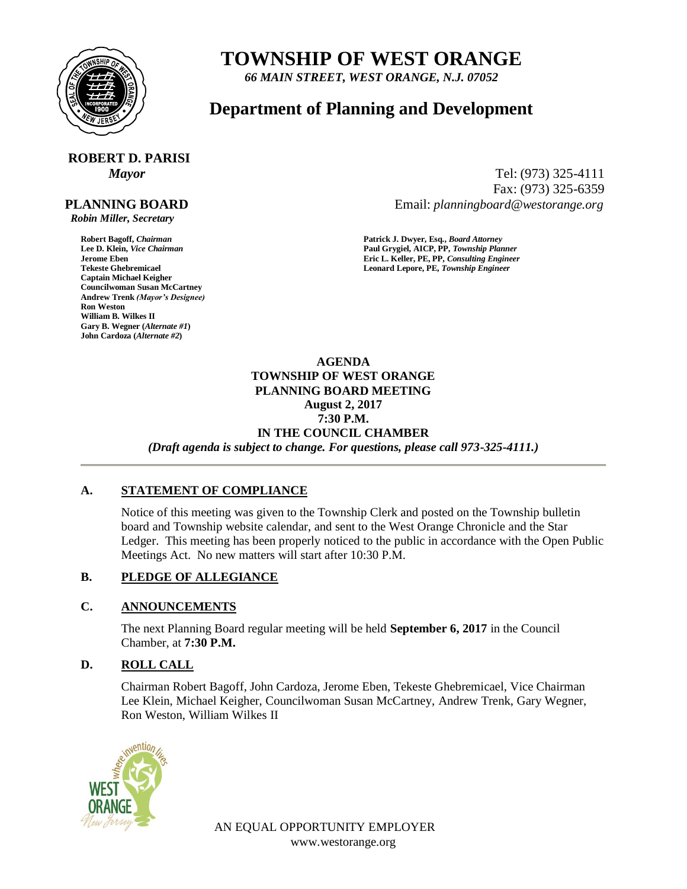# TOWNSHIP OF WEST ORANGE

*66 MAIN STREET, WEST ORANGE, N.J. 07052*

## Department of Planning and Development

**ROBERT D. PARISI**
*Mayor*

Tel: (973) 325-4111
Fax: (973) 325-6359
Email: *planningboard@westorange.org*

**PLANNING BOARD**
*Robin Miller, Secretary*

**Robert Bagoff,** ***Chairman***
**Lee D. Klein,** ***Vice Chairman***
**Jerome Eben**
**Tekeste Ghebremicael**
**Captain Michael Keigher**
**Councilwoman Susan McCartney**
**Andrew Trenk** ***(Mayor's Designee)***
**Ron Weston**
**William B. Wilkes II**
**Gary B. Wegner (*****Alternate #1*****)**
**John Cardoza (*****Alternate #2*****)**

**Patrick J. Dwyer, Esq.,** ***Board Attorney***
**Paul Grygiel, AICP, PP,** ***Township Planner***
**Eric L. Keller, PE, PP,** ***Consulting Engineer***
**Leonard Lepore, PE,** ***Township Engineer***

**AGENDA**
**TOWNSHIP OF WEST ORANGE**
**PLANNING BOARD MEETING**
**August 2, 2017**
**7:30 P.M.**
**IN THE COUNCIL CHAMBER**
***(Draft agenda is subject to change. For questions, please call 973-325-4111.)***

---

**A. STATEMENT OF COMPLIANCE**

Notice of this meeting was given to the Township Clerk and posted on the Township bulletin board and Township website calendar, and sent to the West Orange Chronicle and the Star Ledger. This meeting has been properly noticed to the public in accordance with the Open Public Meetings Act. No new matters will start after 10:30 P.M.

**B. PLEDGE OF ALLEGIANCE**

**C. ANNOUNCEMENTS**

The next Planning Board regular meeting will be held **September 6, 2017** in the Council Chamber, at **7:30 P.M.**

**D. ROLL CALL**

Chairman Robert Bagoff, John Cardoza, Jerome Eben, Tekeste Ghebremicael, Vice Chairman Lee Klein, Michael Keigher, Councilwoman Susan McCartney, Andrew Trenk, Gary Wegner, Ron Weston, William Wilkes II

AN EQUAL OPPORTUNITY EMPLOYER
www.westorange.org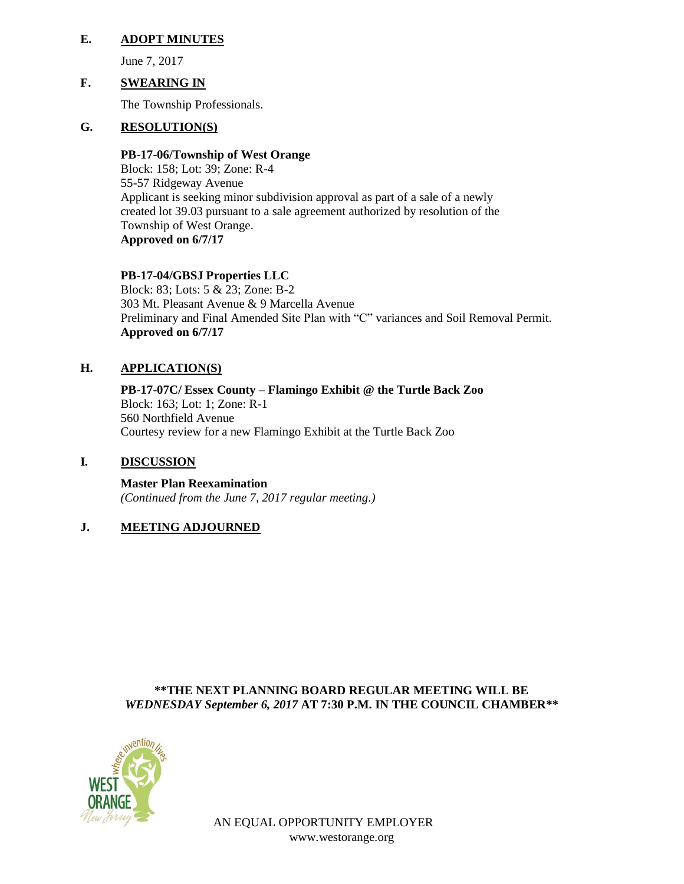## E. ADOPT MINUTES

June 7, 2017

## F. SWEARING IN

The Township Professionals.

## G. RESOLUTION(S)

**PB-17-06/Township of West Orange**
Block: 158; Lot: 39; Zone: R-4
55-57 Ridgeway Avenue
Applicant is seeking minor subdivision approval as part of a sale of a newly created lot 39.03 pursuant to a sale agreement authorized by resolution of the Township of West Orange.
**Approved on 6/7/17**

**PB-17-04/GBSJ Properties LLC**
Block: 83; Lots: 5 & 23; Zone: B-2
303 Mt. Pleasant Avenue & 9 Marcella Avenue
Preliminary and Final Amended Site Plan with "C" variances and Soil Removal Permit.
**Approved on 6/7/17**

## H. APPLICATION(S)

**PB-17-07C/ Essex County – Flamingo Exhibit @ the Turtle Back Zoo**
Block: 163; Lot: 1; Zone: R-1
560 Northfield Avenue
Courtesy review for a new Flamingo Exhibit at the Turtle Back Zoo

## I. DISCUSSION

**Master Plan Reexamination**
*(Continued from the June 7, 2017 regular meeting.)*

## J. MEETING ADJOURNED

**\*\*THE NEXT PLANNING BOARD REGULAR MEETING WILL BE *WEDNESDAY September 6, 2017* AT 7:30 P.M. IN THE COUNCIL CHAMBER\*\***

AN EQUAL OPPORTUNITY EMPLOYER
www.westorange.org